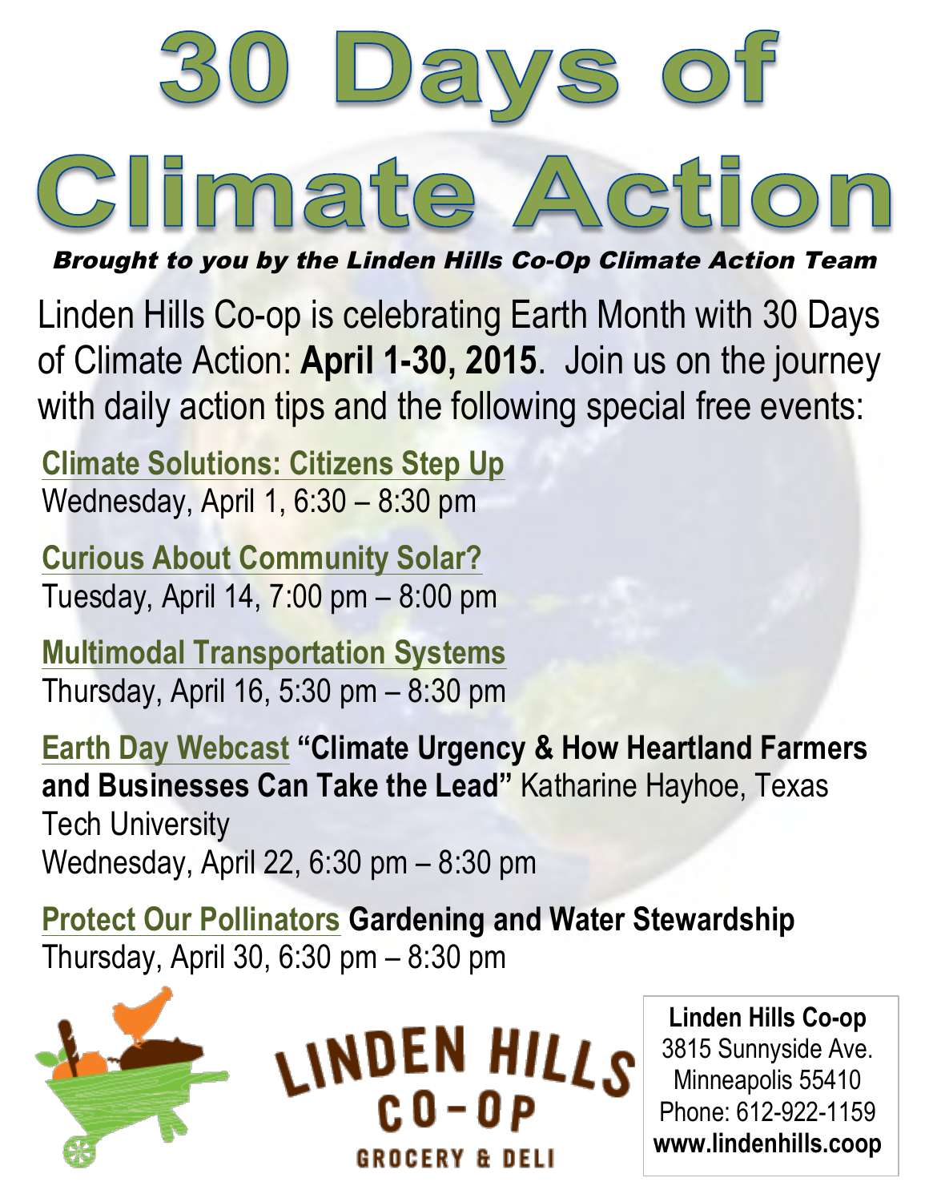# 30 Days of Climate Action

***Brought to you by the Linden Hills Co-Op Climate Action Team***

Linden Hills Co-op is celebrating Earth Month with 30 Days of Climate Action: **April 1-30, 2015**. Join us on the journey with daily action tips and the following special free events:

**Climate Solutions: Citizens Step Up**
Wednesday, April 1, 6:30 – 8:30 pm

**Curious About Community Solar?**
Tuesday, April 14, 7:00 pm – 8:00 pm

**Multimodal Transportation Systems**
Thursday, April 16, 5:30 pm – 8:30 pm

**Earth Day Webcast** **"Climate Urgency & How Heartland Farmers and Businesses Can Take the Lead"** Katharine Hayhoe, Texas Tech University
Wednesday, April 22, 6:30 pm – 8:30 pm

**Protect Our Pollinators** **Gardening and Water Stewardship**
Thursday, April 30, 6:30 pm – 8:30 pm

LINDEN HILLS CO-OP
GROCERY & DELI

**Linden Hills Co-op**
3815 Sunnyside Ave.
Minneapolis 55410
Phone: 612-922-1159
**www.lindenhills.coop**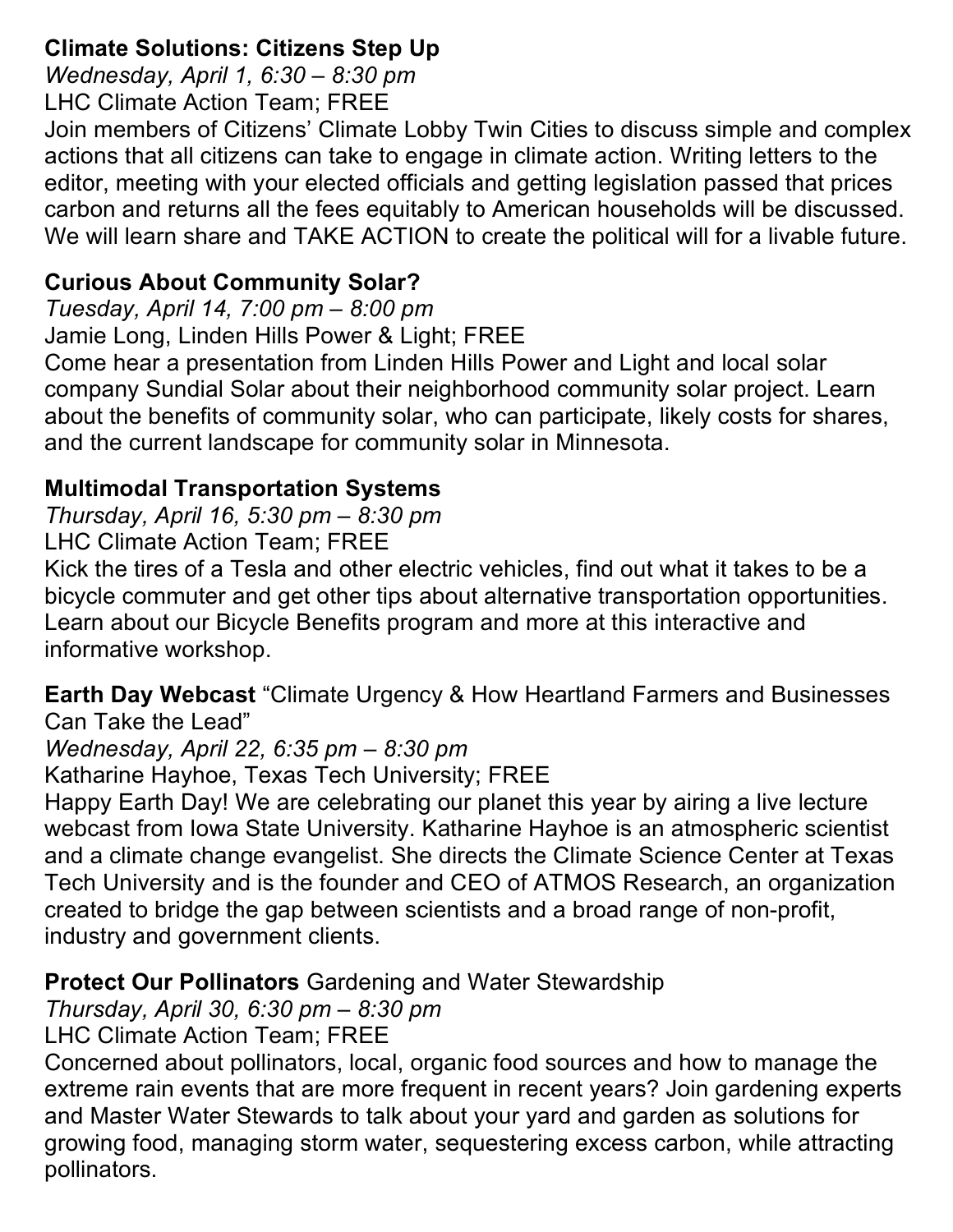**Climate Solutions: Citizens Step Up**
*Wednesday, April 1, 6:30 – 8:30 pm*
LHC Climate Action Team; FREE
Join members of Citizens' Climate Lobby Twin Cities to discuss simple and complex actions that all citizens can take to engage in climate action. Writing letters to the editor, meeting with your elected officials and getting legislation passed that prices carbon and returns all the fees equitably to American households will be discussed. We will learn share and TAKE ACTION to create the political will for a livable future.

**Curious About Community Solar?**
*Tuesday, April 14, 7:00 pm – 8:00 pm*
Jamie Long, Linden Hills Power & Light; FREE
Come hear a presentation from Linden Hills Power and Light and local solar company Sundial Solar about their neighborhood community solar project. Learn about the benefits of community solar, who can participate, likely costs for shares, and the current landscape for community solar in Minnesota.

**Multimodal Transportation Systems**
*Thursday, April 16, 5:30 pm – 8:30 pm*
LHC Climate Action Team; FREE
Kick the tires of a Tesla and other electric vehicles, find out what it takes to be a bicycle commuter and get other tips about alternative transportation opportunities. Learn about our Bicycle Benefits program and more at this interactive and informative workshop.

**Earth Day Webcast** "Climate Urgency & How Heartland Farmers and Businesses Can Take the Lead"
*Wednesday, April 22, 6:35 pm – 8:30 pm*
Katharine Hayhoe, Texas Tech University; FREE
Happy Earth Day! We are celebrating our planet this year by airing a live lecture webcast from Iowa State University. Katharine Hayhoe is an atmospheric scientist and a climate change evangelist. She directs the Climate Science Center at Texas Tech University and is the founder and CEO of ATMOS Research, an organization created to bridge the gap between scientists and a broad range of non-profit, industry and government clients.

**Protect Our Pollinators** Gardening and Water Stewardship
*Thursday, April 30, 6:30 pm – 8:30 pm*
LHC Climate Action Team; FREE
Concerned about pollinators, local, organic food sources and how to manage the extreme rain events that are more frequent in recent years? Join gardening experts and Master Water Stewards to talk about your yard and garden as solutions for growing food, managing storm water, sequestering excess carbon, while attracting pollinators.